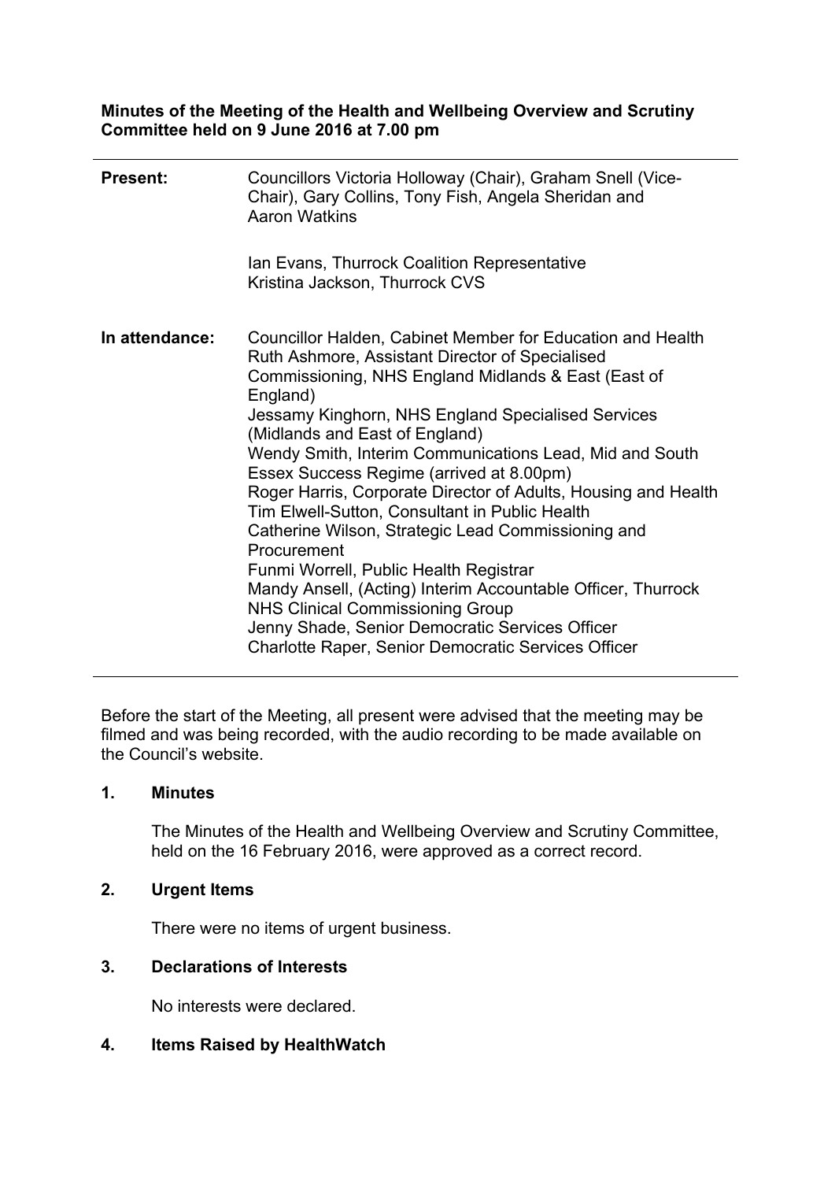**Minutes of the Meeting of the Health and Wellbeing Overview and Scrutiny Committee held on 9 June 2016 at 7.00 pm**

---

| | |
|---|---|
| **Present:** | Councillors Victoria Holloway (Chair), Graham Snell (Vice-Chair), Gary Collins, Tony Fish, Angela Sheridan and Aaron Watkins<br><br>Ian Evans, Thurrock Coalition Representative<br>Kristina Jackson, Thurrock CVS |
| **In attendance:** | Councillor Halden, Cabinet Member for Education and Health<br>Ruth Ashmore, Assistant Director of Specialised Commissioning, NHS England Midlands & East (East of England)<br>Jessamy Kinghorn, NHS England Specialised Services (Midlands and East of England)<br>Wendy Smith, Interim Communications Lead, Mid and South Essex Success Regime (arrived at 8.00pm)<br>Roger Harris, Corporate Director of Adults, Housing and Health<br>Tim Elwell-Sutton, Consultant in Public Health<br>Catherine Wilson, Strategic Lead Commissioning and Procurement<br>Funmi Worrell, Public Health Registrar<br>Mandy Ansell, (Acting) Interim Accountable Officer, Thurrock NHS Clinical Commissioning Group<br>Jenny Shade, Senior Democratic Services Officer<br>Charlotte Raper, Senior Democratic Services Officer |

---

Before the start of the Meeting, all present were advised that the meeting may be filmed and was being recorded, with the audio recording to be made available on the Council's website.

## 1. Minutes

The Minutes of the Health and Wellbeing Overview and Scrutiny Committee, held on the 16 February 2016, were approved as a correct record.

## 2. Urgent Items

There were no items of urgent business.

## 3. Declarations of Interests

No interests were declared.

## 4. Items Raised by HealthWatch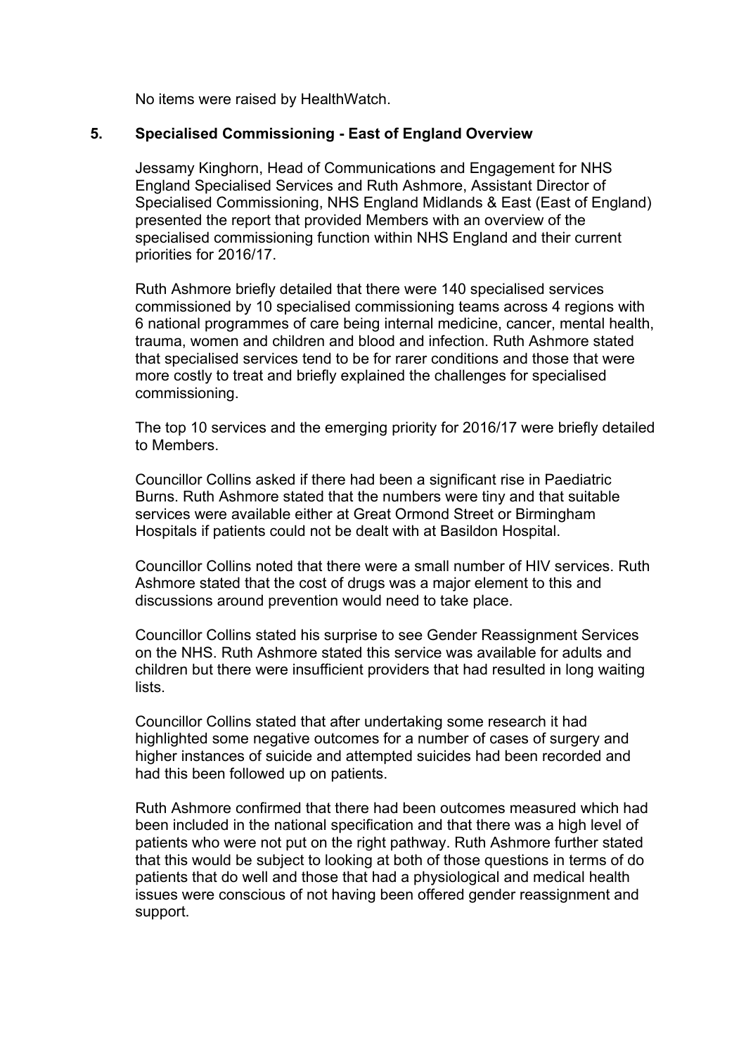No items were raised by HealthWatch.

**5. Specialised Commissioning - East of England Overview**

Jessamy Kinghorn, Head of Communications and Engagement for NHS England Specialised Services and Ruth Ashmore, Assistant Director of Specialised Commissioning, NHS England Midlands & East (East of England) presented the report that provided Members with an overview of the specialised commissioning function within NHS England and their current priorities for 2016/17.

Ruth Ashmore briefly detailed that there were 140 specialised services commissioned by 10 specialised commissioning teams across 4 regions with 6 national programmes of care being internal medicine, cancer, mental health, trauma, women and children and blood and infection. Ruth Ashmore stated that specialised services tend to be for rarer conditions and those that were more costly to treat and briefly explained the challenges for specialised commissioning.

The top 10 services and the emerging priority for 2016/17 were briefly detailed to Members.

Councillor Collins asked if there had been a significant rise in Paediatric Burns. Ruth Ashmore stated that the numbers were tiny and that suitable services were available either at Great Ormond Street or Birmingham Hospitals if patients could not be dealt with at Basildon Hospital.

Councillor Collins noted that there were a small number of HIV services. Ruth Ashmore stated that the cost of drugs was a major element to this and discussions around prevention would need to take place.

Councillor Collins stated his surprise to see Gender Reassignment Services on the NHS. Ruth Ashmore stated this service was available for adults and children but there were insufficient providers that had resulted in long waiting lists.

Councillor Collins stated that after undertaking some research it had highlighted some negative outcomes for a number of cases of surgery and higher instances of suicide and attempted suicides had been recorded and had this been followed up on patients.

Ruth Ashmore confirmed that there had been outcomes measured which had been included in the national specification and that there was a high level of patients who were not put on the right pathway. Ruth Ashmore further stated that this would be subject to looking at both of those questions in terms of do patients that do well and those that had a physiological and medical health issues were conscious of not having been offered gender reassignment and support.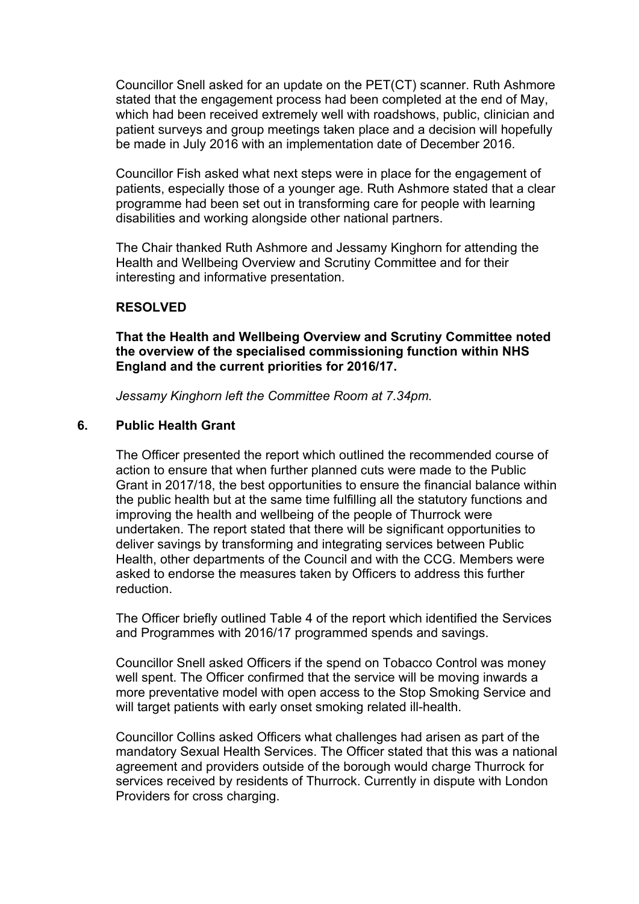Councillor Snell asked for an update on the PET(CT) scanner. Ruth Ashmore stated that the engagement process had been completed at the end of May, which had been received extremely well with roadshows, public, clinician and patient surveys and group meetings taken place and a decision will hopefully be made in July 2016 with an implementation date of December 2016.

Councillor Fish asked what next steps were in place for the engagement of patients, especially those of a younger age. Ruth Ashmore stated that a clear programme had been set out in transforming care for people with learning disabilities and working alongside other national partners.

The Chair thanked Ruth Ashmore and Jessamy Kinghorn for attending the Health and Wellbeing Overview and Scrutiny Committee and for their interesting and informative presentation.

**RESOLVED**

**That the Health and Wellbeing Overview and Scrutiny Committee noted the overview of the specialised commissioning function within NHS England and the current priorities for 2016/17.**

*Jessamy Kinghorn left the Committee Room at 7.34pm.*

## 6. Public Health Grant

The Officer presented the report which outlined the recommended course of action to ensure that when further planned cuts were made to the Public Grant in 2017/18, the best opportunities to ensure the financial balance within the public health but at the same time fulfilling all the statutory functions and improving the health and wellbeing of the people of Thurrock were undertaken. The report stated that there will be significant opportunities to deliver savings by transforming and integrating services between Public Health, other departments of the Council and with the CCG. Members were asked to endorse the measures taken by Officers to address this further reduction.

The Officer briefly outlined Table 4 of the report which identified the Services and Programmes with 2016/17 programmed spends and savings.

Councillor Snell asked Officers if the spend on Tobacco Control was money well spent. The Officer confirmed that the service will be moving inwards a more preventative model with open access to the Stop Smoking Service and will target patients with early onset smoking related ill-health.

Councillor Collins asked Officers what challenges had arisen as part of the mandatory Sexual Health Services. The Officer stated that this was a national agreement and providers outside of the borough would charge Thurrock for services received by residents of Thurrock. Currently in dispute with London Providers for cross charging.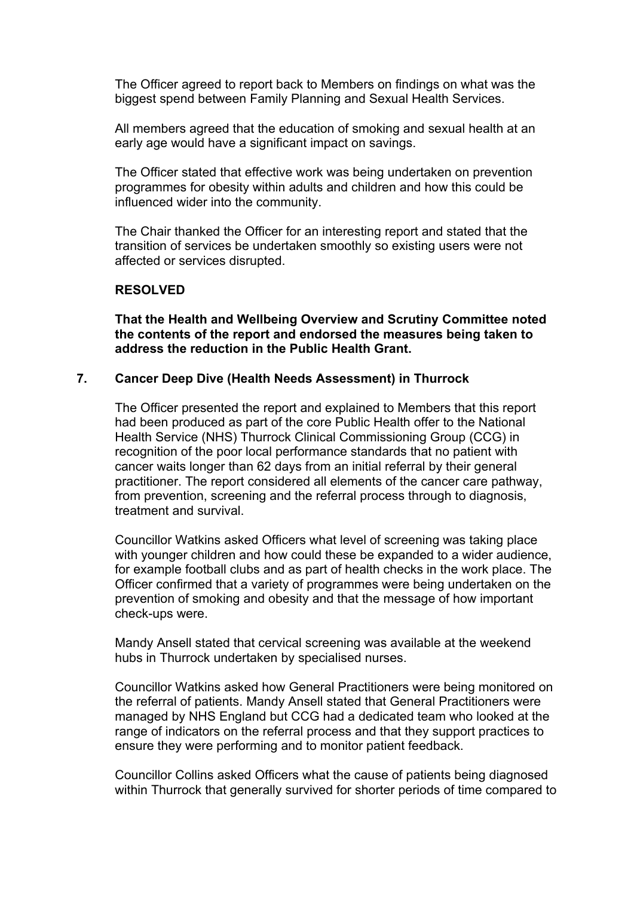The Officer agreed to report back to Members on findings on what was the biggest spend between Family Planning and Sexual Health Services.

All members agreed that the education of smoking and sexual health at an early age would have a significant impact on savings.

The Officer stated that effective work was being undertaken on prevention programmes for obesity within adults and children and how this could be influenced wider into the community.

The Chair thanked the Officer for an interesting report and stated that the transition of services be undertaken smoothly so existing users were not affected or services disrupted.

**RESOLVED**

**That the Health and Wellbeing Overview and Scrutiny Committee noted the contents of the report and endorsed the measures being taken to address the reduction in the Public Health Grant.**

## 7. Cancer Deep Dive (Health Needs Assessment) in Thurrock

The Officer presented the report and explained to Members that this report had been produced as part of the core Public Health offer to the National Health Service (NHS) Thurrock Clinical Commissioning Group (CCG) in recognition of the poor local performance standards that no patient with cancer waits longer than 62 days from an initial referral by their general practitioner. The report considered all elements of the cancer care pathway, from prevention, screening and the referral process through to diagnosis, treatment and survival.

Councillor Watkins asked Officers what level of screening was taking place with younger children and how could these be expanded to a wider audience, for example football clubs and as part of health checks in the work place. The Officer confirmed that a variety of programmes were being undertaken on the prevention of smoking and obesity and that the message of how important check-ups were.

Mandy Ansell stated that cervical screening was available at the weekend hubs in Thurrock undertaken by specialised nurses.

Councillor Watkins asked how General Practitioners were being monitored on the referral of patients. Mandy Ansell stated that General Practitioners were managed by NHS England but CCG had a dedicated team who looked at the range of indicators on the referral process and that they support practices to ensure they were performing and to monitor patient feedback.

Councillor Collins asked Officers what the cause of patients being diagnosed within Thurrock that generally survived for shorter periods of time compared to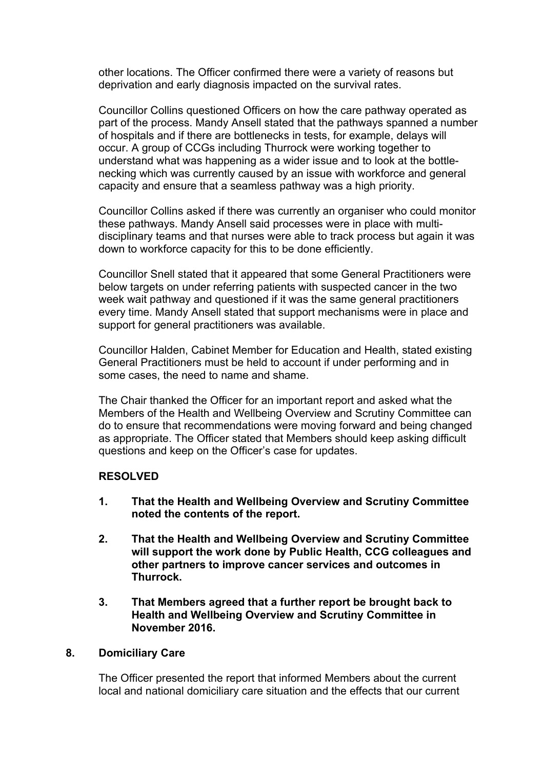other locations. The Officer confirmed there were a variety of reasons but deprivation and early diagnosis impacted on the survival rates.

Councillor Collins questioned Officers on how the care pathway operated as part of the process. Mandy Ansell stated that the pathways spanned a number of hospitals and if there are bottlenecks in tests, for example, delays will occur. A group of CCGs including Thurrock were working together to understand what was happening as a wider issue and to look at the bottle-necking which was currently caused by an issue with workforce and general capacity and ensure that a seamless pathway was a high priority.

Councillor Collins asked if there was currently an organiser who could monitor these pathways. Mandy Ansell said processes were in place with multi-disciplinary teams and that nurses were able to track process but again it was down to workforce capacity for this to be done efficiently.

Councillor Snell stated that it appeared that some General Practitioners were below targets on under referring patients with suspected cancer in the two week wait pathway and questioned if it was the same general practitioners every time. Mandy Ansell stated that support mechanisms were in place and support for general practitioners was available.

Councillor Halden, Cabinet Member for Education and Health, stated existing General Practitioners must be held to account if under performing and in some cases, the need to name and shame.

The Chair thanked the Officer for an important report and asked what the Members of the Health and Wellbeing Overview and Scrutiny Committee can do to ensure that recommendations were moving forward and being changed as appropriate. The Officer stated that Members should keep asking difficult questions and keep on the Officer's case for updates.

**RESOLVED**

1. **That the Health and Wellbeing Overview and Scrutiny Committee noted the contents of the report.**

2. **That the Health and Wellbeing Overview and Scrutiny Committee will support the work done by Public Health, CCG colleagues and other partners to improve cancer services and outcomes in Thurrock.**

3. **That Members agreed that a further report be brought back to Health and Wellbeing Overview and Scrutiny Committee in November 2016.**

## 8. Domiciliary Care

The Officer presented the report that informed Members about the current local and national domiciliary care situation and the effects that our current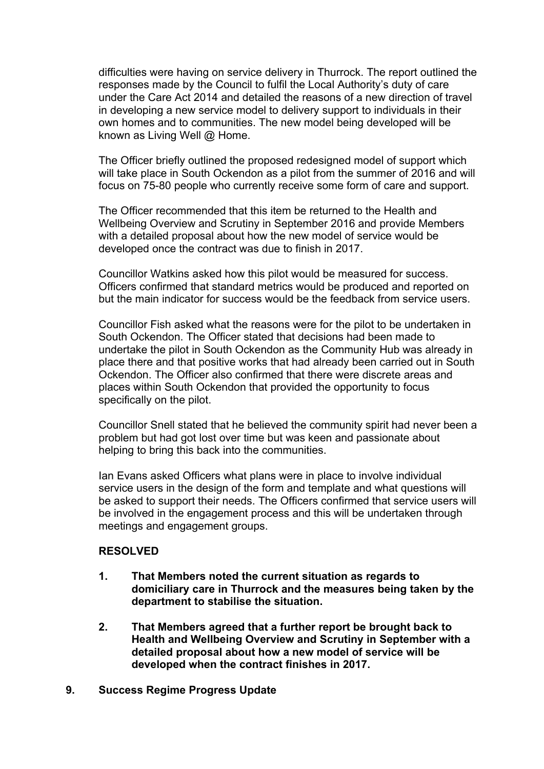difficulties were having on service delivery in Thurrock. The report outlined the responses made by the Council to fulfil the Local Authority's duty of care under the Care Act 2014 and detailed the reasons of a new direction of travel in developing a new service model to delivery support to individuals in their own homes and to communities. The new model being developed will be known as Living Well @ Home.

The Officer briefly outlined the proposed redesigned model of support which will take place in South Ockendon as a pilot from the summer of 2016 and will focus on 75-80 people who currently receive some form of care and support.

The Officer recommended that this item be returned to the Health and Wellbeing Overview and Scrutiny in September 2016 and provide Members with a detailed proposal about how the new model of service would be developed once the contract was due to finish in 2017.

Councillor Watkins asked how this pilot would be measured for success. Officers confirmed that standard metrics would be produced and reported on but the main indicator for success would be the feedback from service users.

Councillor Fish asked what the reasons were for the pilot to be undertaken in South Ockendon. The Officer stated that decisions had been made to undertake the pilot in South Ockendon as the Community Hub was already in place there and that positive works that had already been carried out in South Ockendon. The Officer also confirmed that there were discrete areas and places within South Ockendon that provided the opportunity to focus specifically on the pilot.

Councillor Snell stated that he believed the community spirit had never been a problem but had got lost over time but was keen and passionate about helping to bring this back into the communities.

Ian Evans asked Officers what plans were in place to involve individual service users in the design of the form and template and what questions will be asked to support their needs. The Officers confirmed that service users will be involved in the engagement process and this will be undertaken through meetings and engagement groups.

**RESOLVED**

1. **That Members noted the current situation as regards to domiciliary care in Thurrock and the measures being taken by the department to stabilise the situation.**

2. **That Members agreed that a further report be brought back to Health and Wellbeing Overview and Scrutiny in September with a detailed proposal about how a new model of service will be developed when the contract finishes in 2017.**

## 9. Success Regime Progress Update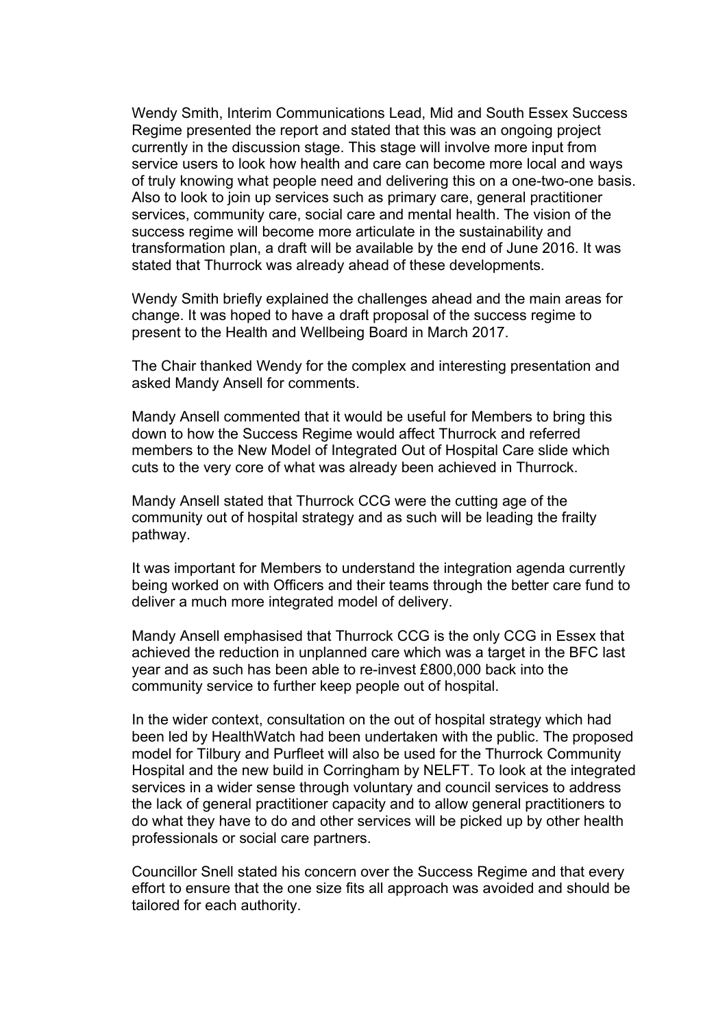Wendy Smith, Interim Communications Lead, Mid and South Essex Success Regime presented the report and stated that this was an ongoing project currently in the discussion stage. This stage will involve more input from service users to look how health and care can become more local and ways of truly knowing what people need and delivering this on a one-two-one basis. Also to look to join up services such as primary care, general practitioner services, community care, social care and mental health. The vision of the success regime will become more articulate in the sustainability and transformation plan, a draft will be available by the end of June 2016. It was stated that Thurrock was already ahead of these developments.

Wendy Smith briefly explained the challenges ahead and the main areas for change. It was hoped to have a draft proposal of the success regime to present to the Health and Wellbeing Board in March 2017.

The Chair thanked Wendy for the complex and interesting presentation and asked Mandy Ansell for comments.

Mandy Ansell commented that it would be useful for Members to bring this down to how the Success Regime would affect Thurrock and referred members to the New Model of Integrated Out of Hospital Care slide which cuts to the very core of what was already been achieved in Thurrock.

Mandy Ansell stated that Thurrock CCG were the cutting age of the community out of hospital strategy and as such will be leading the frailty pathway.

It was important for Members to understand the integration agenda currently being worked on with Officers and their teams through the better care fund to deliver a much more integrated model of delivery.

Mandy Ansell emphasised that Thurrock CCG is the only CCG in Essex that achieved the reduction in unplanned care which was a target in the BFC last year and as such has been able to re-invest £800,000 back into the community service to further keep people out of hospital.

In the wider context, consultation on the out of hospital strategy which had been led by HealthWatch had been undertaken with the public. The proposed model for Tilbury and Purfleet will also be used for the Thurrock Community Hospital and the new build in Corringham by NELFT. To look at the integrated services in a wider sense through voluntary and council services to address the lack of general practitioner capacity and to allow general practitioners to do what they have to do and other services will be picked up by other health professionals or social care partners.

Councillor Snell stated his concern over the Success Regime and that every effort to ensure that the one size fits all approach was avoided and should be tailored for each authority.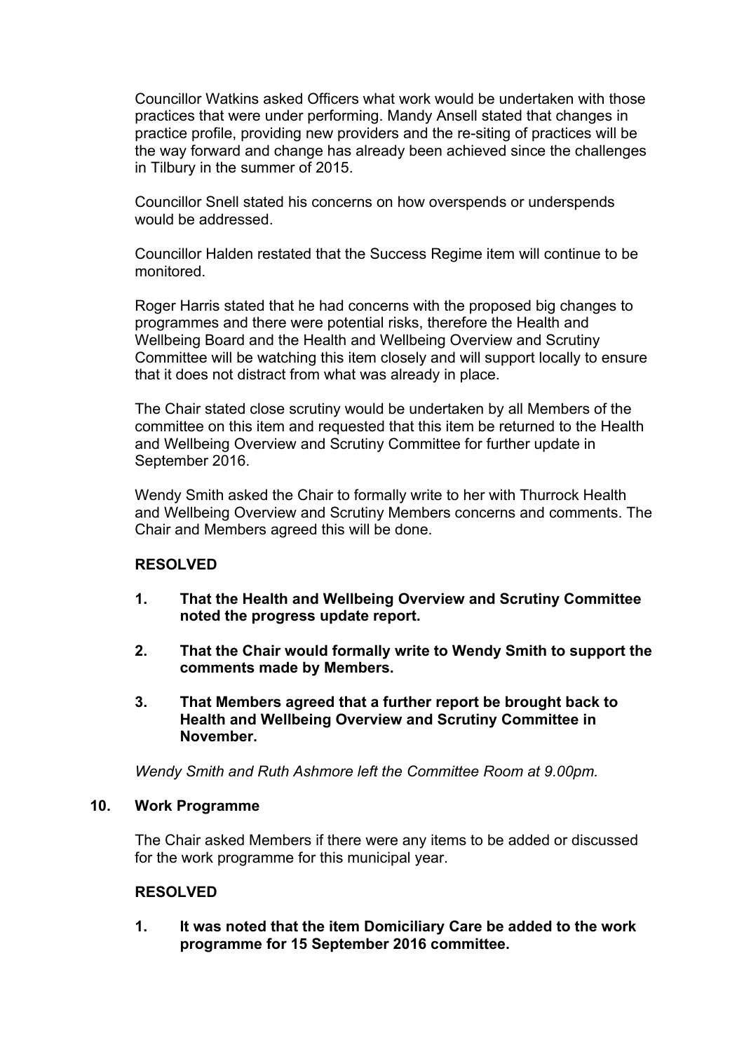Councillor Watkins asked Officers what work would be undertaken with those practices that were under performing. Mandy Ansell stated that changes in practice profile, providing new providers and the re-siting of practices will be the way forward and change has already been achieved since the challenges in Tilbury in the summer of 2015.

Councillor Snell stated his concerns on how overspends or underspends would be addressed.

Councillor Halden restated that the Success Regime item will continue to be monitored.

Roger Harris stated that he had concerns with the proposed big changes to programmes and there were potential risks, therefore the Health and Wellbeing Board and the Health and Wellbeing Overview and Scrutiny Committee will be watching this item closely and will support locally to ensure that it does not distract from what was already in place.

The Chair stated close scrutiny would be undertaken by all Members of the committee on this item and requested that this item be returned to the Health and Wellbeing Overview and Scrutiny Committee for further update in September 2016.

Wendy Smith asked the Chair to formally write to her with Thurrock Health and Wellbeing Overview and Scrutiny Members concerns and comments. The Chair and Members agreed this will be done.

**RESOLVED**

1. **That the Health and Wellbeing Overview and Scrutiny Committee noted the progress update report.**

2. **That the Chair would formally write to Wendy Smith to support the comments made by Members.**

3. **That Members agreed that a further report be brought back to Health and Wellbeing Overview and Scrutiny Committee in November.**

*Wendy Smith and Ruth Ashmore left the Committee Room at 9.00pm.*

## 10. Work Programme

The Chair asked Members if there were any items to be added or discussed for the work programme for this municipal year.

**RESOLVED**

1. **It was noted that the item Domiciliary Care be added to the work programme for 15 September 2016 committee.**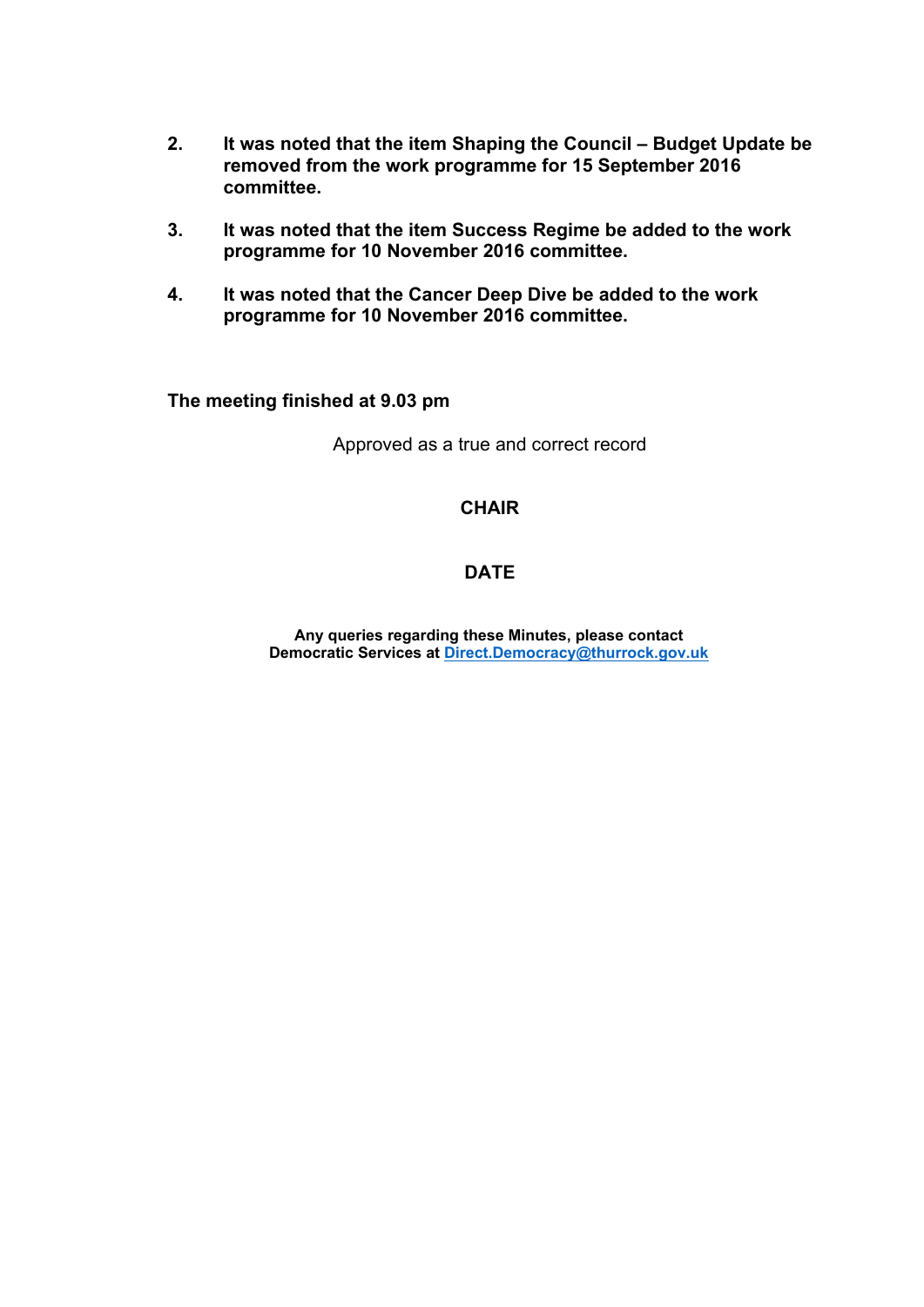2. **It was noted that the item Shaping the Council – Budget Update be removed from the work programme for 15 September 2016 committee.**

3. **It was noted that the item Success Regime be added to the work programme for 10 November 2016 committee.**

4. **It was noted that the Cancer Deep Dive be added to the work programme for 10 November 2016 committee.**

**The meeting finished at 9.03 pm**

Approved as a true and correct record

**CHAIR**

**DATE**

**Any queries regarding these Minutes, please contact Democratic Services at [Direct.Democracy@thurrock.gov.uk](mailto:Direct.Democracy@thurrock.gov.uk)**